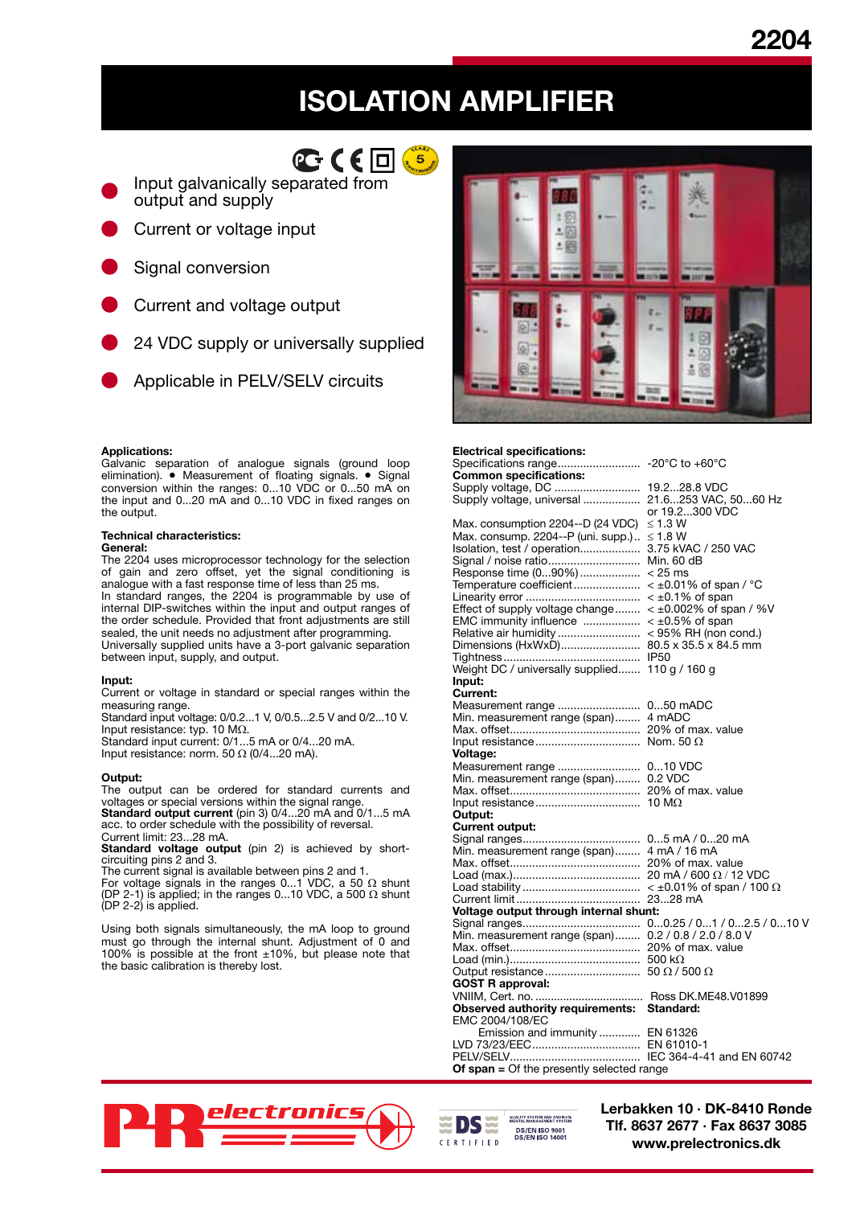# 2204

# ISOLATION AMPLIFIER

- Input galvanically separated from output and supply
- Current or voltage input
- Signal conversion
- Current and voltage output
- 24 VDC supply or universally supplied
- Applicable in PELV/SELV circuits

**Applications:**
Galvanic separation of analogue signals (ground loop elimination). • Measurement of floating signals. • Signal conversion within the ranges: 0...10 VDC or 0...50 mA on the input and 0...20 mA and 0...10 VDC in fixed ranges on the output.

**Technical characteristics:**
**General:**
The 2204 uses microprocessor technology for the selection of gain and zero offset, yet the signal conditioning is analogue with a fast response time of less than 25 ms.
In standard ranges, the 2204 is programmable by use of internal DIP-switches within the input and output ranges of the order schedule. Provided that front adjustments are still sealed, the unit needs no adjustment after programming.
Universally supplied units have a 3-port galvanic separation between input, supply, and output.

**Input:**
Current or voltage in standard or special ranges within the measuring range.
Standard input voltage: 0/0.2...1 V, 0/0.5...2.5 V and 0/2...10 V.
Input resistance: typ. 10 MΩ.
Standard input current: 0/1...5 mA or 0/4...20 mA.
Input resistance: norm. 50 Ω (0/4...20 mA).

**Output:**
The output can be ordered for standard currents and voltages or special versions within the signal range.
**Standard output current** (pin 3) 0/4...20 mA and 0/1...5 mA acc. to order schedule with the possibility of reversal.
Current limit: 23...28 mA.
**Standard voltage output** (pin 2) is achieved by short-circuiting pins 2 and 3.
The current signal is available between pins 2 and 1.
For voltage signals in the ranges 0...1 VDC, a 50 Ω shunt (DP 2-1) is applied; in the ranges 0...10 VDC, a 500 Ω shunt (DP 2-2) is applied.

Using both signals simultaneously, the mA loop to ground must go through the internal shunt. Adjustment of 0 and 100% is possible at the front ±10%, but please note that the basic calibration is thereby lost.

**Electrical specifications:**
Specifications range.......................... -20°C to +60°C

**Common specifications:**
Supply voltage, DC .......................... 19.2...28.8 VDC
Supply voltage, universal ................. 21.6...253 VAC, 50...60 Hz or 19.2...300 VDC
Max. consumption 2204--D (24 VDC) ≤ 1.3 W
Max. consump. 2204--P (uni. supp.).. ≤ 1.8 W
Isolation, test / operation.................. 3.75 kVAC / 250 VAC
Signal / noise ratio............................. Min. 60 dB
Response time (0...90%) .................. < 25 ms
Temperature coefficient..................... < ±0.01% of span / °C
Linearity error .................................... < ±0.1% of span
Effect of supply voltage change........ < ±0.002% of span / %V
EMC immunity influence ................. < ±0.5% of span
Relative air humidity .......................... < 95% RH (non cond.)
Dimensions (HxWxD)......................... 80.5 x 35.5 x 84.5 mm
Tightness........................................... IP50
Weight DC / universally supplied....... 110 g / 160 g

**Input:**
**Current:**
Measurement range .......................... 0...50 mADC
Min. measurement range (span)........ 4 mADC
Max. offset......................................... 20% of max. value
Input resistance................................. Nom. 50 Ω

**Voltage:**
Measurement range .......................... 0...10 VDC
Min. measurement range (span)........ 0.2 VDC
Max. offset......................................... 20% of max. value
Input resistance................................. 10 MΩ

**Output:**
**Current output:**
Signal ranges..................................... 0...5 mA / 0...20 mA
Min. measurement range (span)........ 4 mA / 16 mA
Max. offset......................................... 20% of max. value
Load (max.)........................................ 20 mA / 600 Ω / 12 VDC
Load stability..................................... < ±0.01% of span / 100 Ω
Current limit....................................... 23...28 mA

**Voltage output through internal shunt:**
Signal ranges..................................... 0...0.25 / 0...1 / 0...2.5 / 0...10 V
Min. measurement range (span)........ 0.2 / 0.8 / 2.0 / 8.0 V
Max. offset......................................... 20% of max. value
Load (min.)......................................... 500 kΩ
Output resistance.............................. 50 Ω / 500 Ω

**GOST R approval:**
VNIIM, Cert. no. .................................. Ross DK.ME48.V01899

**Observed authority requirements: Standard:**
EMC 2004/108/EC
Emission and immunity ............. EN 61326
LVD 73/23/EEC.................................. EN 61010-1
PELV/SELV......................................... IEC 364-4-41 and EN 60742

**Of span** = Of the presently selected range

**Lerbakken 10 · DK-8410 Rønde**
**Tlf. 8637 2677 · Fax 8637 3085**
**www.prelectronics.dk**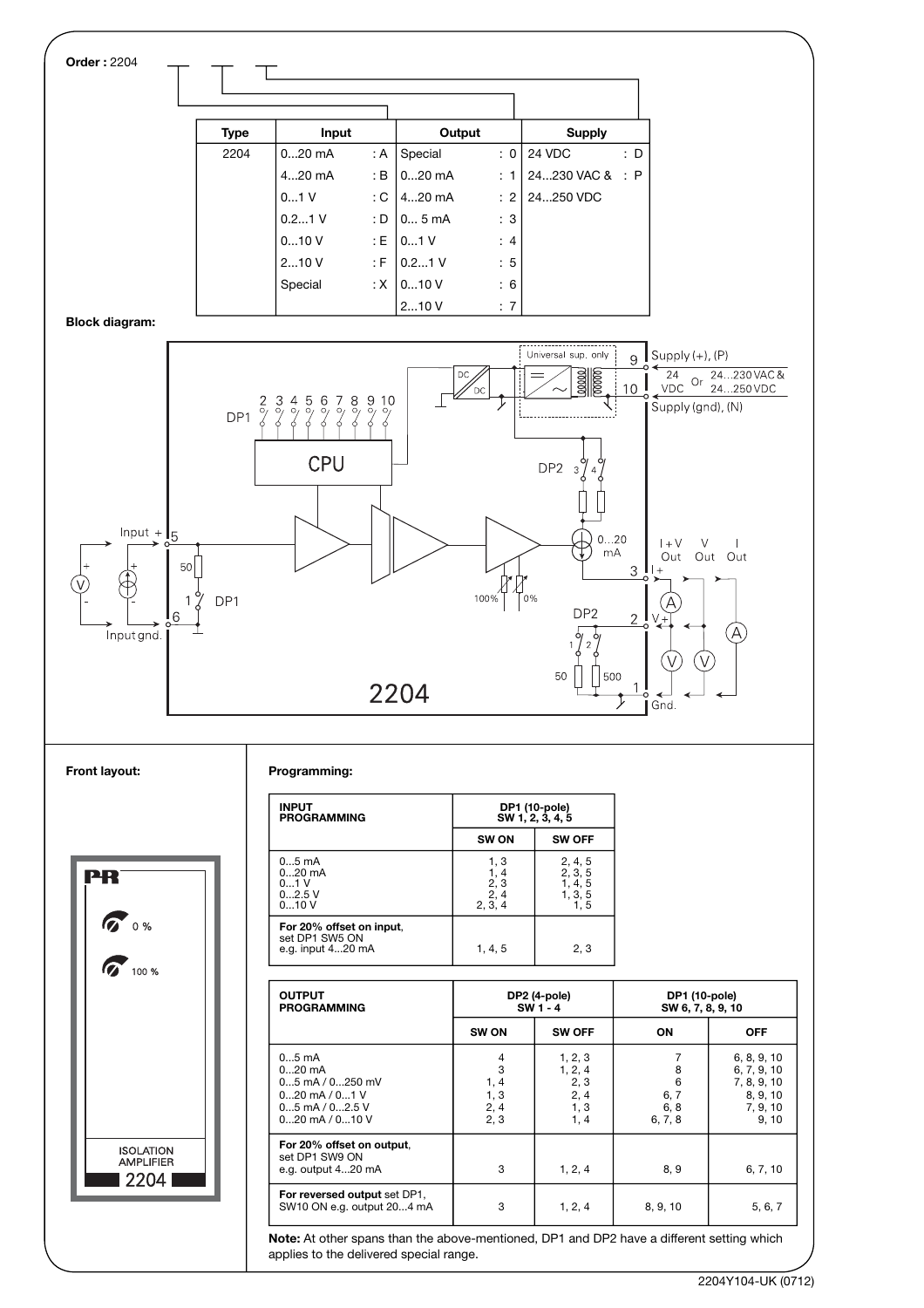**Order :** 2204

| Type | Input | | Output | | Supply | |
|---|---|---|---|---|---|---|
| 2204 | 0...20 mA | : A | Special | : 0 | 24 VDC | : D |
| | 4...20 mA | : B | 0...20 mA | : 1 | 24...230 VAC & | : P |
| | 0...1 V | : C | 4...20 mA | : 2 | 24...250 VDC | |
| | 0.2...1 V | : D | 0... 5 mA | : 3 | | |
| | 0...10 V | : E | 0...1 V | : 4 | | |
| | 2...10 V | : F | 0.2...1 V | : 5 | | |
| | Special | : X | 0...10 V | : 6 | | |
| | | | 2...10 V | : 7 | | |

**Block diagram:**

Universal sup. only
9 Supply (+), (P)
24 VDC Or 24...230 VAC & 24...250 VDC
10 Supply (gnd), (N)
DC / DC
DP1 2 3 4 5 6 7 8 9 10
CPU
DP2 3 4
Input + 5
50
1 DP1
6 Input gnd.
0...20 mA
100% 0%
3 I+
I + V Out V Out I Out
DP2 1 2
2 V+
50 500
1 Gnd.
2204

**Front layout:**

PR
0 %
100 %
ISOLATION AMPLIFIER
2204

**Programming:**

| INPUT PROGRAMMING | DP1 (10-pole) SW 1, 2, 3, 4, 5 | |
|---|---|---|
| | **SW ON** | **SW OFF** |
| 0...5 mA<br>0...20 mA<br>0...1 V<br>0...2.5 V<br>0...10 V | 1, 3<br>1, 4<br>2, 3<br>2, 4<br>2, 3, 4 | 2, 4, 5<br>2, 3, 5<br>1, 4, 5<br>1, 3, 5<br>1, 5 |
| **For 20% offset on input**, set DP1 SW5 ON e.g. input 4...20 mA | 1, 4, 5 | 2, 3 |

| OUTPUT PROGRAMMING | DP2 (4-pole) SW 1 - 4 | | DP1 (10-pole) SW 6, 7, 8, 9, 10 | |
|---|---|---|---|---|
| | **SW ON** | **SW OFF** | **ON** | **OFF** |
| 0...5 mA<br>0...20 mA<br>0...5 mA / 0...250 mV<br>0...20 mA / 0...1 V<br>0...5 mA / 0...2.5 V<br>0...20 mA / 0...10 V | 4<br>3<br>1, 4<br>1, 3<br>2, 4<br>2, 3 | 1, 2, 3<br>1, 2, 4<br>2, 3<br>2, 4<br>1, 3<br>1, 4 | 7<br>8<br>6<br>6, 7<br>6, 8<br>6, 7, 8 | 6, 8, 9, 10<br>6, 7, 9, 10<br>7, 8, 9, 10<br>8, 9, 10<br>7, 9, 10<br>9, 10 |
| **For 20% offset on output**, set DP1 SW9 ON e.g. output 4...20 mA | 3 | 1, 2, 4 | 8, 9 | 6, 7, 10 |
| **For reversed output** set DP1, SW10 ON e.g. output 20...4 mA | 3 | 1, 2, 4 | 8, 9, 10 | 5, 6, 7 |

**Note:** At other spans than the above-mentioned, DP1 and DP2 have a different setting which applies to the delivered special range.

2204Y104-UK (0712)